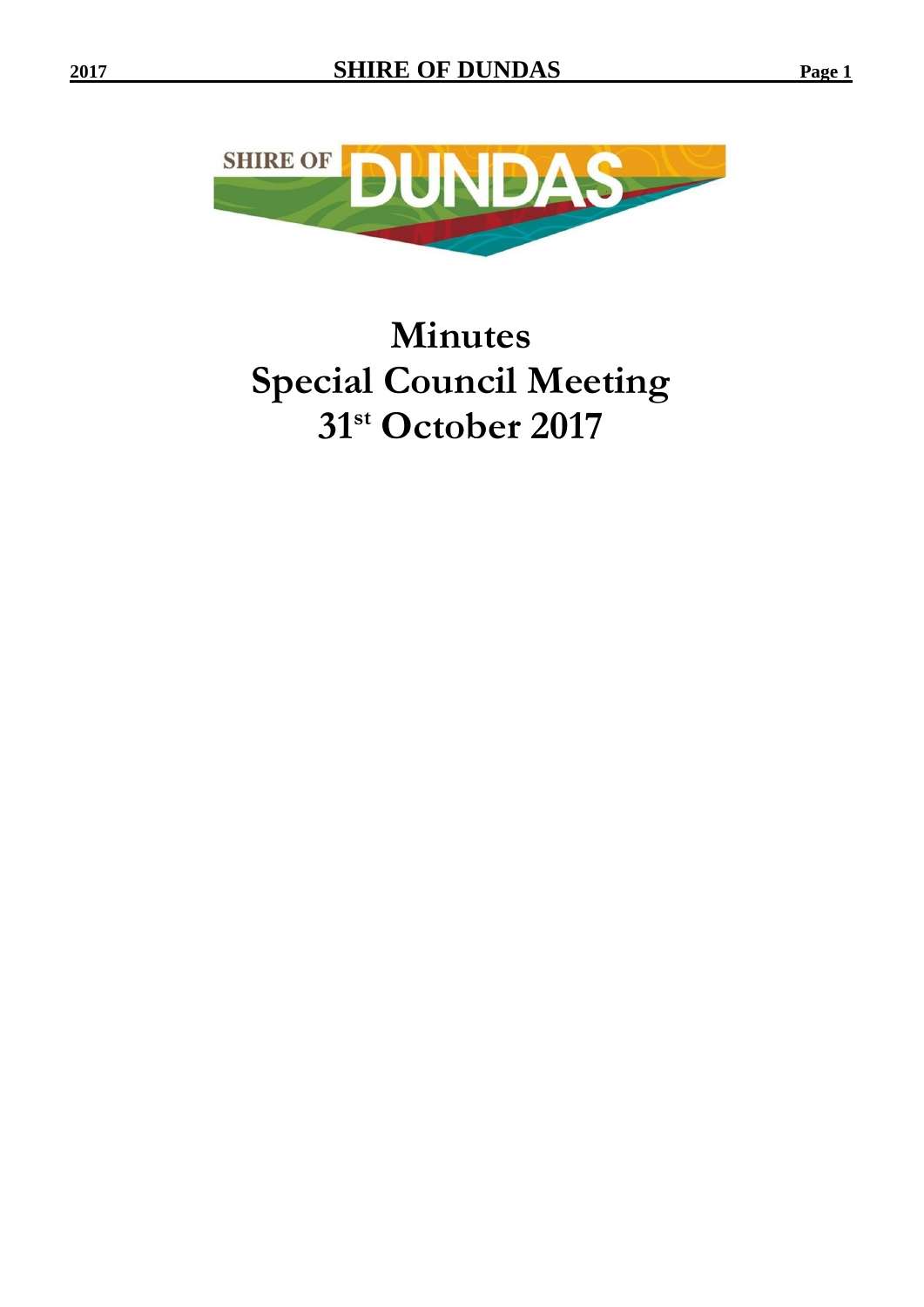# Minutes
# Special Council Meeting
# 31st October 2017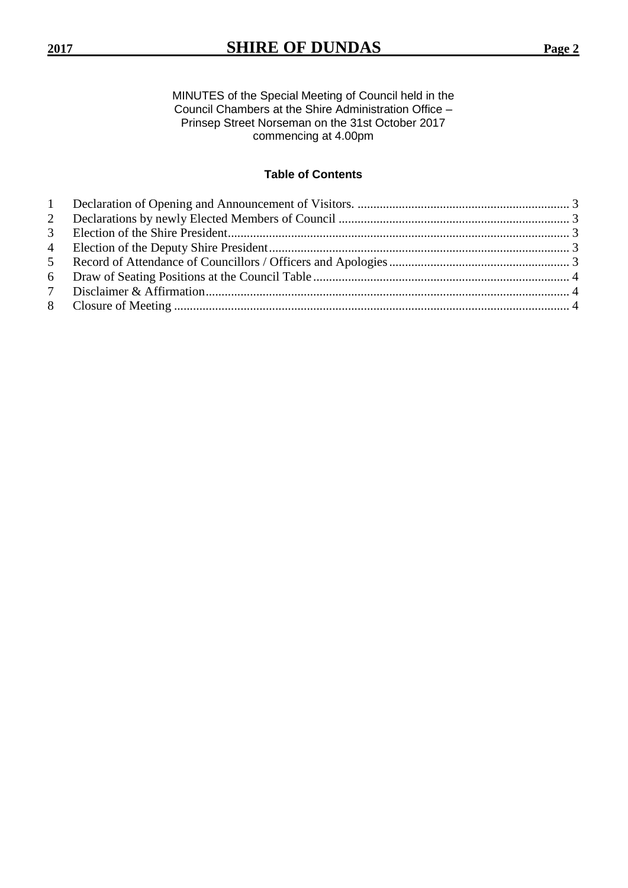MINUTES of the Special Meeting of Council held in the Council Chambers at the Shire Administration Office – Prinsep Street Norseman on the 31st October 2017 commencing at 4.00pm

**Table of Contents**

1 Declaration of Opening and Announcement of Visitors. .... 3
2 Declarations by newly Elected Members of Council .... 3
3 Election of the Shire President.... 3
4 Election of the Deputy Shire President.... 3
5 Record of Attendance of Councillors / Officers and Apologies.... 3
6 Draw of Seating Positions at the Council Table.... 4
7 Disclaimer & Affirmation.... 4
8 Closure of Meeting .... 4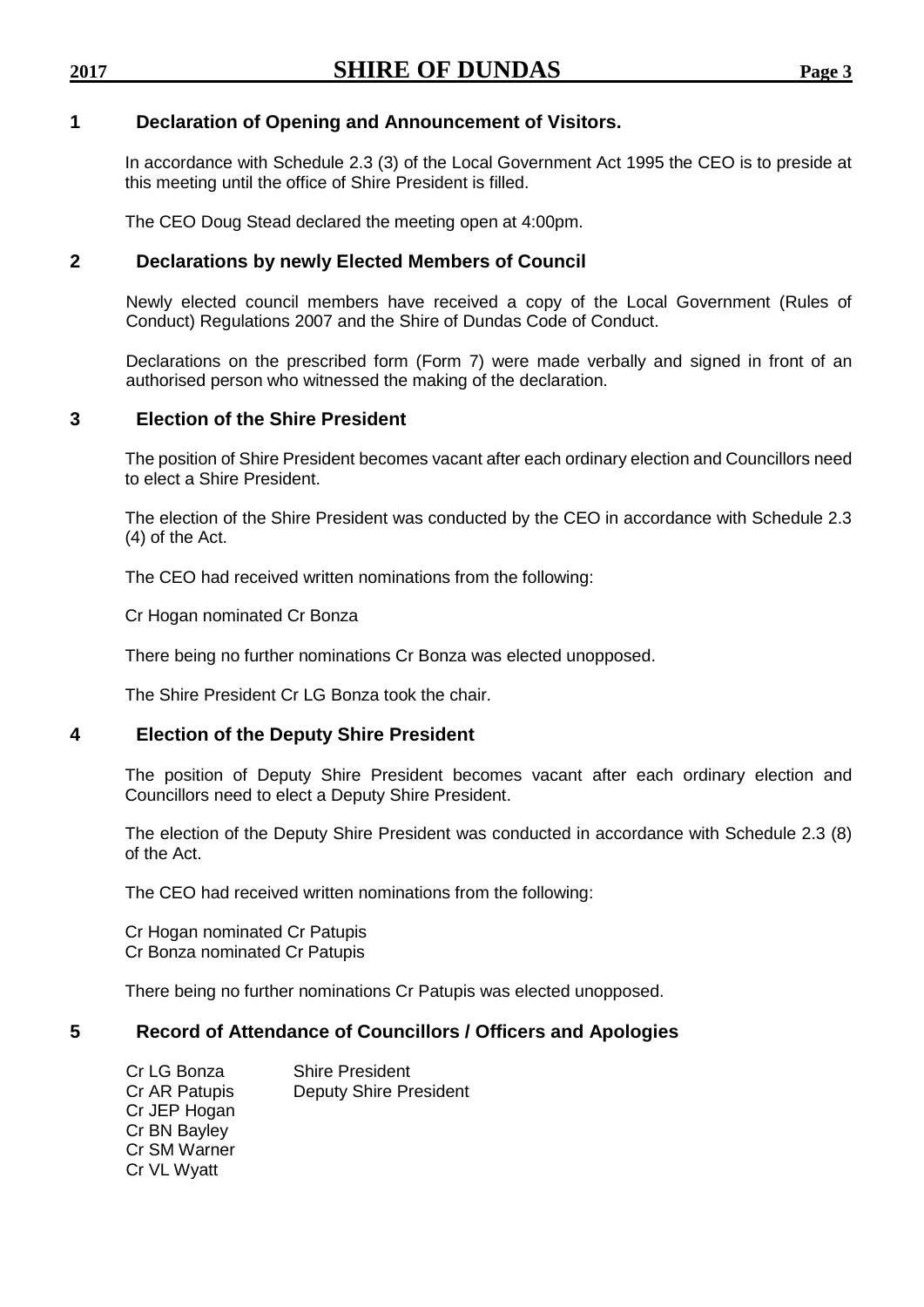## 1 Declaration of Opening and Announcement of Visitors.

In accordance with Schedule 2.3 (3) of the Local Government Act 1995 the CEO is to preside at this meeting until the office of Shire President is filled.

The CEO Doug Stead declared the meeting open at 4:00pm.

## 2 Declarations by newly Elected Members of Council

Newly elected council members have received a copy of the Local Government (Rules of Conduct) Regulations 2007 and the Shire of Dundas Code of Conduct.

Declarations on the prescribed form (Form 7) were made verbally and signed in front of an authorised person who witnessed the making of the declaration.

## 3 Election of the Shire President

The position of Shire President becomes vacant after each ordinary election and Councillors need to elect a Shire President.

The election of the Shire President was conducted by the CEO in accordance with Schedule 2.3 (4) of the Act.

The CEO had received written nominations from the following:

Cr Hogan nominated Cr Bonza

There being no further nominations Cr Bonza was elected unopposed.

The Shire President Cr LG Bonza took the chair.

## 4 Election of the Deputy Shire President

The position of Deputy Shire President becomes vacant after each ordinary election and Councillors need to elect a Deputy Shire President.

The election of the Deputy Shire President was conducted in accordance with Schedule 2.3 (8) of the Act.

The CEO had received written nominations from the following:

Cr Hogan nominated Cr Patupis
Cr Bonza nominated Cr Patupis

There being no further nominations Cr Patupis was elected unopposed.

## 5 Record of Attendance of Councillors / Officers and Apologies

| | |
|---|---|
| Cr LG Bonza | Shire President |
| Cr AR Patupis | Deputy Shire President |
| Cr JEP Hogan | |
| Cr BN Bayley | |
| Cr SM Warner | |
| Cr VL Wyatt | |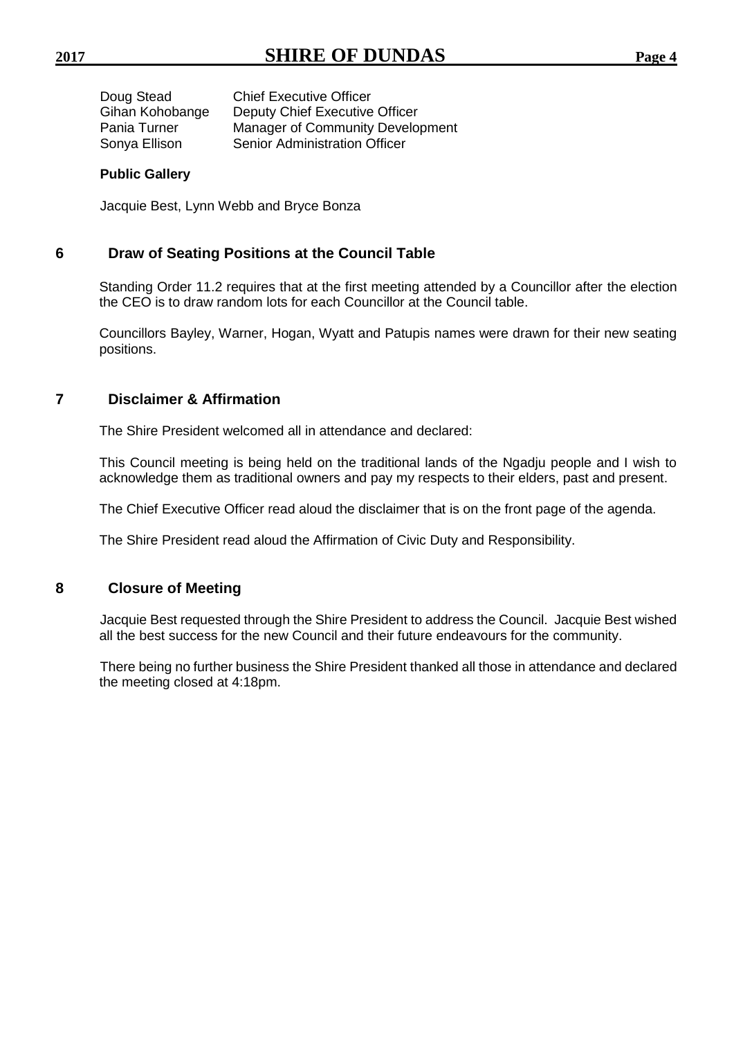| | |
|---|---|
| Doug Stead | Chief Executive Officer |
| Gihan Kohobange | Deputy Chief Executive Officer |
| Pania Turner | Manager of Community Development |
| Sonya Ellison | Senior Administration Officer |

**Public Gallery**

Jacquie Best, Lynn Webb and Bryce Bonza

## 6 Draw of Seating Positions at the Council Table

Standing Order 11.2 requires that at the first meeting attended by a Councillor after the election the CEO is to draw random lots for each Councillor at the Council table.

Councillors Bayley, Warner, Hogan, Wyatt and Patupis names were drawn for their new seating positions.

## 7 Disclaimer & Affirmation

The Shire President welcomed all in attendance and declared:

This Council meeting is being held on the traditional lands of the Ngadju people and I wish to acknowledge them as traditional owners and pay my respects to their elders, past and present.

The Chief Executive Officer read aloud the disclaimer that is on the front page of the agenda.

The Shire President read aloud the Affirmation of Civic Duty and Responsibility.

## 8 Closure of Meeting

Jacquie Best requested through the Shire President to address the Council. Jacquie Best wished all the best success for the new Council and their future endeavours for the community.

There being no further business the Shire President thanked all those in attendance and declared the meeting closed at 4:18pm.